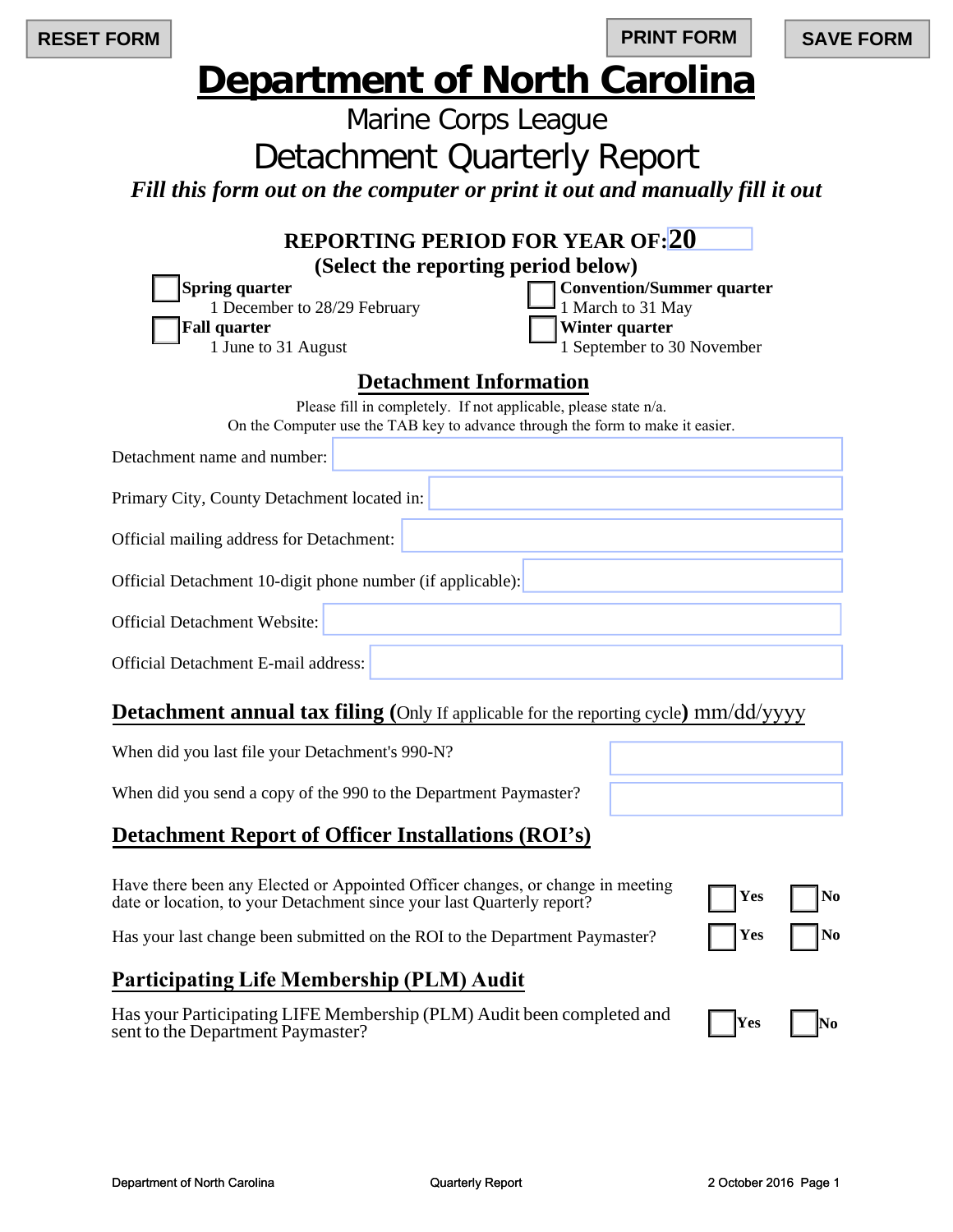RESET FORM PRINT FORM SAVE FORM

# Department of North Carolina

## Marine Corps League

## Detachment Quarterly Report

***Fill this form out on the computer or print it out and manually fill it out***

**REPORTING PERIOD FOR YEAR OF: 20**

**(Select the reporting period below)**

- ☐ **Spring quarter** 1 December to 28/29 February
- ☐ **Convention/Summer quarter** 1 March to 31 May
- ☐ **Fall quarter** 1 June to 31 August
- ☐ **Winter quarter** 1 September to 30 November

### Detachment Information

Please fill in completely. If not applicable, please state n/a.
On the Computer use the TAB key to advance through the form to make it easier.

Detachment name and number:

Primary City, County Detachment located in:

Official mailing address for Detachment:

Official Detachment 10-digit phone number (if applicable):

Official Detachment Website:

Official Detachment E-mail address:

### Detachment annual tax filing (Only If applicable for the reporting cycle) mm/dd/yyyy

When did you last file your Detachment's 990-N?

When did you send a copy of the 990 to the Department Paymaster?

### Detachment Report of Officer Installations (ROI's)

Have there been any Elected or Appointed Officer changes, or change in meeting date or location, to your Detachment since your last Quarterly report? ☐ **Yes** ☐ **No**

Has your last change been submitted on the ROI to the Department Paymaster? ☐ **Yes** ☐ **No**

### Participating Life Membership (PLM) Audit

Has your Participating LIFE Membership (PLM) Audit been completed and sent to the Department Paymaster? ☐ **Yes** ☐ **No**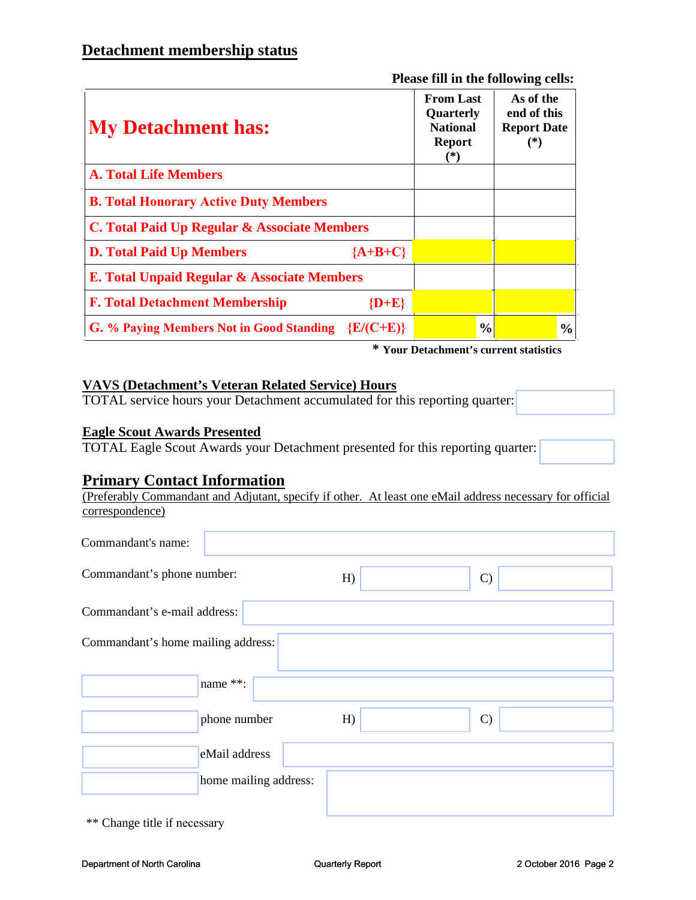## Detachment membership status

**Please fill in the following cells:**

| **My Detachment has:** | **From Last Quarterly National Report (*)** | **As of the end of this Report Date (*)** |
|---|---|---|
| **A. Total Life Members** | | |
| **B. Total Honorary Active Duty Members** | | |
| **C. Total Paid Up Regular & Associate Members** | | |
| **D. Total Paid Up Members {A+B+C}** | | |
| **E. Total Unpaid Regular & Associate Members** | | |
| **F. Total Detachment Membership {D+E}** | | |
| **G. % Paying Members Not in Good Standing {E/(C+E)}** | % | % |

**\* Your Detachment's current statistics**

**VAVS (Detachment's Veteran Related Service) Hours**

TOTAL service hours your Detachment accumulated for this reporting quarter: ________

**Eagle Scout Awards Presented**

TOTAL Eagle Scout Awards your Detachment presented for this reporting quarter: ________

## Primary Contact Information

(Preferably Commandant and Adjutant, specify if other. At least one eMail address necessary for official correspondence)

Commandant's name: ________

Commandant's phone number: H) ________ C) ________

Commandant's e-mail address: ________

Commandant's home mailing address: ________

________ name **: ________

________ phone number H) ________ C) ________

________ eMail address ________

________ home mailing address: ________

** Change title if necessary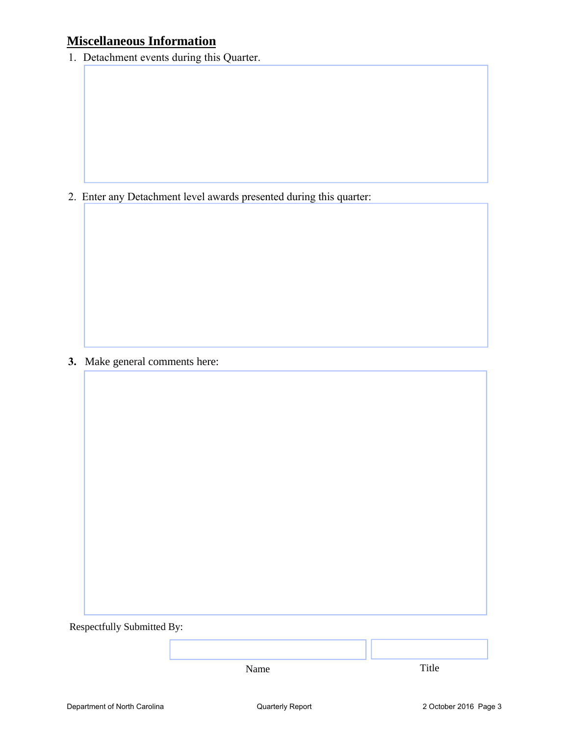## **Miscellaneous Information**

1. Detachment events during this Quarter.

2. Enter any Detachment level awards presented during this quarter:

**3.** Make general comments here:

Respectfully Submitted By:

Name

Title